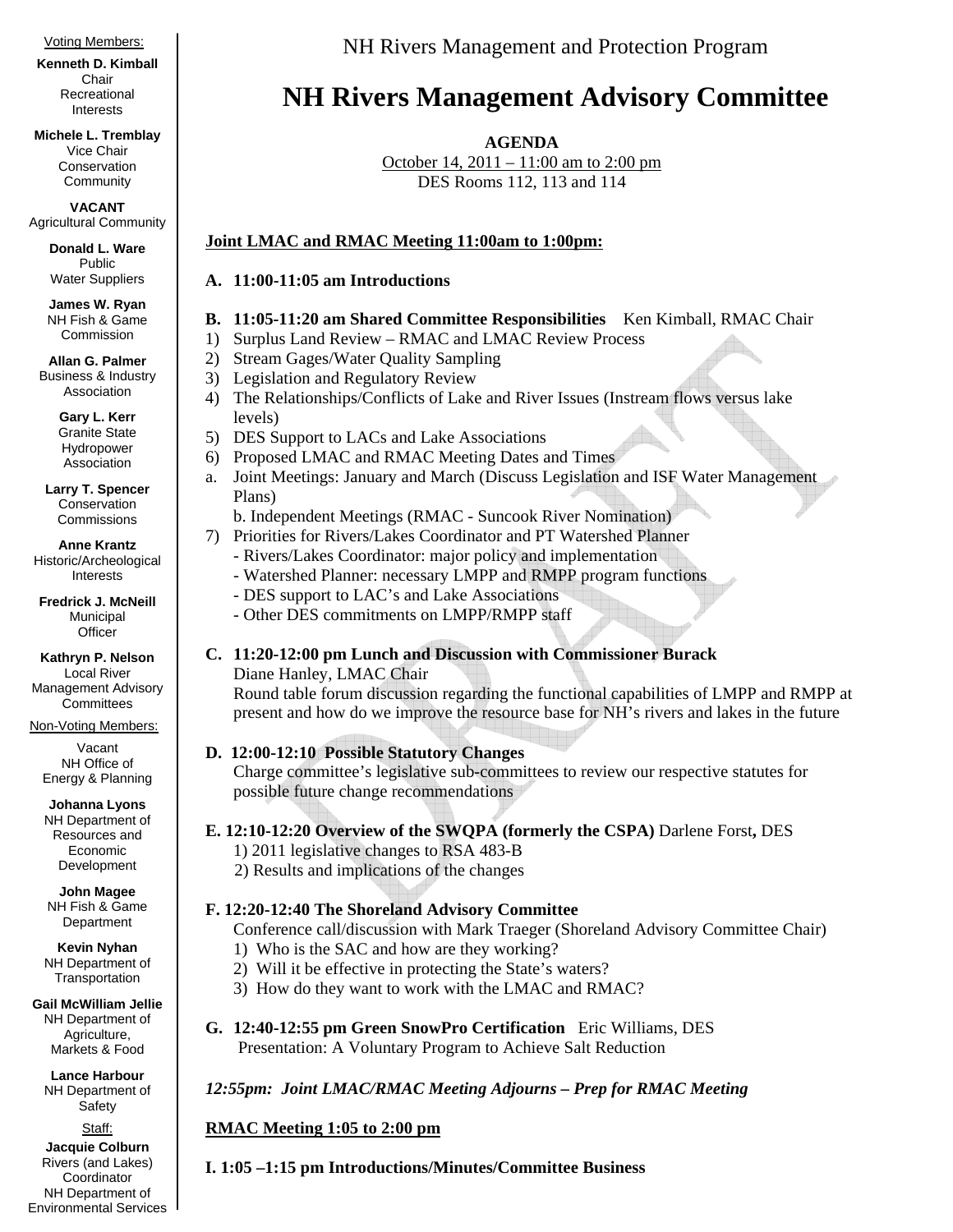NH Rivers Management and Protection Program

# NH Rivers Management Advisory Committee

**AGENDA**
October 14, 2011 – 11:00 am to 2:00 pm
DES Rooms 112, 113 and 114

**Joint LMAC and RMAC Meeting 11:00am to 1:00pm:**

**A. 11:00-11:05 am Introductions**

**B. 11:05-11:20 am Shared Committee Responsibilities** Ken Kimball, RMAC Chair

1) Surplus Land Review – RMAC and LMAC Review Process
2) Stream Gages/Water Quality Sampling
3) Legislation and Regulatory Review
4) The Relationships/Conflicts of Lake and River Issues (Instream flows versus lake levels)
5) DES Support to LACs and Lake Associations
6) Proposed LMAC and RMAC Meeting Dates and Times
   a. Joint Meetings: January and March (Discuss Legislation and ISF Water Management Plans)
   b. Independent Meetings (RMAC - Suncook River Nomination)
7) Priorities for Rivers/Lakes Coordinator and PT Watershed Planner
   - Rivers/Lakes Coordinator: major policy and implementation
   - Watershed Planner: necessary LMPP and RMPP program functions
   - DES support to LAC's and Lake Associations
   - Other DES commitments on LMPP/RMPP staff

**C. 11:20-12:00 pm Lunch and Discussion with Commissioner Burack**
Diane Hanley, LMAC Chair
Round table forum discussion regarding the functional capabilities of LMPP and RMPP at present and how do we improve the resource base for NH's rivers and lakes in the future

**D. 12:00-12:10 Possible Statutory Changes**
Charge committee's legislative sub-committees to review our respective statutes for possible future change recommendations

**E. 12:10-12:20 Overview of the SWQPA (formerly the CSPA)** Darlene Forst**,** DES
1) 2011 legislative changes to RSA 483-B
2) Results and implications of the changes

**F. 12:20-12:40 The Shoreland Advisory Committee**
Conference call/discussion with Mark Traeger (Shoreland Advisory Committee Chair)
1) Who is the SAC and how are they working?
2) Will it be effective in protecting the State's waters?
3) How do they want to work with the LMAC and RMAC?

**G. 12:40-12:55 pm Green SnowPro Certification** Eric Williams, DES
Presentation: A Voluntary Program to Achieve Salt Reduction

***12:55pm: Joint LMAC/RMAC Meeting Adjourns – Prep for RMAC Meeting***

**RMAC Meeting 1:05 to 2:00 pm**

**I. 1:05 –1:15 pm Introductions/Minutes/Committee Business**

---

Voting Members:

**Kenneth D. Kimball**
Chair
Recreational Interests

**Michele L. Tremblay**
Vice Chair
Conservation Community

**VACANT**
Agricultural Community

**Donald L. Ware**
Public Water Suppliers

**James W. Ryan**
NH Fish & Game Commission

**Allan G. Palmer**
Business & Industry Association

**Gary L. Kerr**
Granite State Hydropower Association

**Larry T. Spencer**
Conservation Commissions

**Anne Krantz**
Historic/Archeological Interests

**Fredrick J. McNeill**
Municipal Officer

**Kathryn P. Nelson**
Local River Management Advisory Committees

Non-Voting Members:

Vacant
NH Office of Energy & Planning

**Johanna Lyons**
NH Department of Resources and Economic Development

**John Magee**
NH Fish & Game Department

**Kevin Nyhan**
NH Department of Transportation

**Gail McWilliam Jellie**
NH Department of Agriculture, Markets & Food

**Lance Harbour**
NH Department of Safety

Staff:

**Jacquie Colburn**
Rivers (and Lakes) Coordinator
NH Department of Environmental Services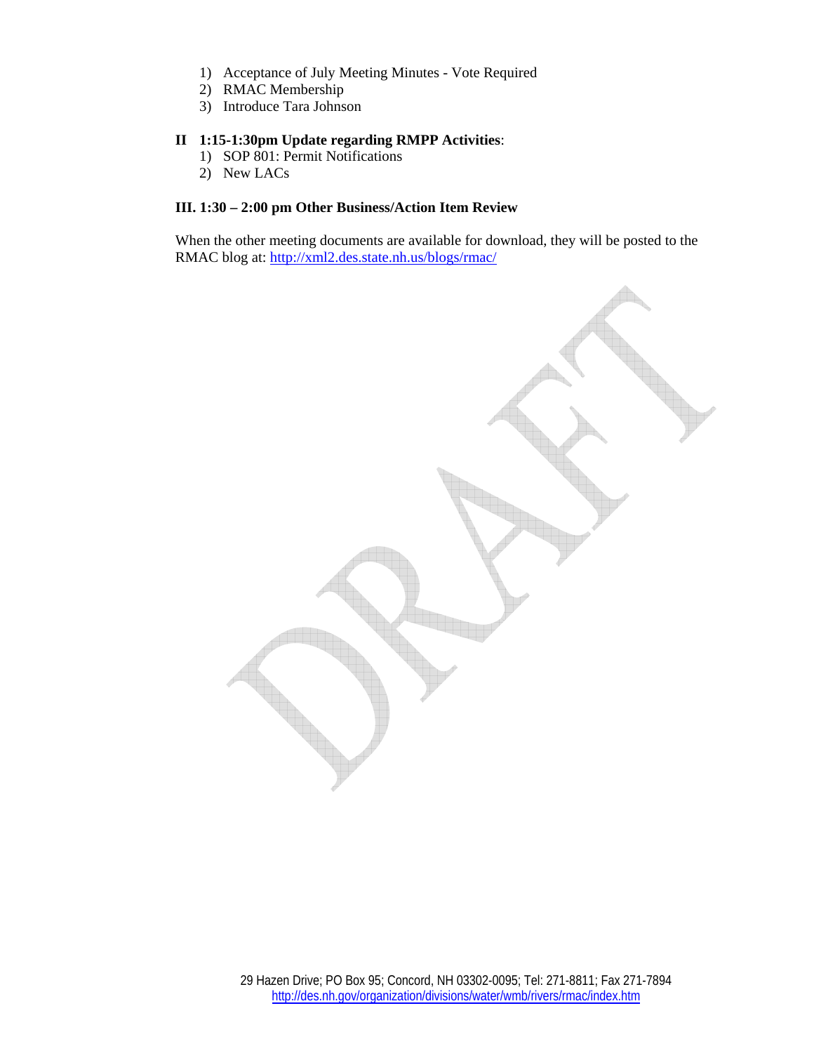1) Acceptance of July Meeting Minutes - Vote Required
2) RMAC Membership
3) Introduce Tara Johnson

**II 1:15-1:30pm Update regarding RMPP Activities**:

1) SOP 801: Permit Notifications
2) New LACs

**III. 1:30 – 2:00 pm Other Business/Action Item Review**

When the other meeting documents are available for download, they will be posted to the RMAC blog at: http://xml2.des.state.nh.us/blogs/rmac/

29 Hazen Drive; PO Box 95; Concord, NH 03302-0095; Tel: 271-8811; Fax 271-7894
http://des.nh.gov/organization/divisions/water/wmb/rivers/rmac/index.htm